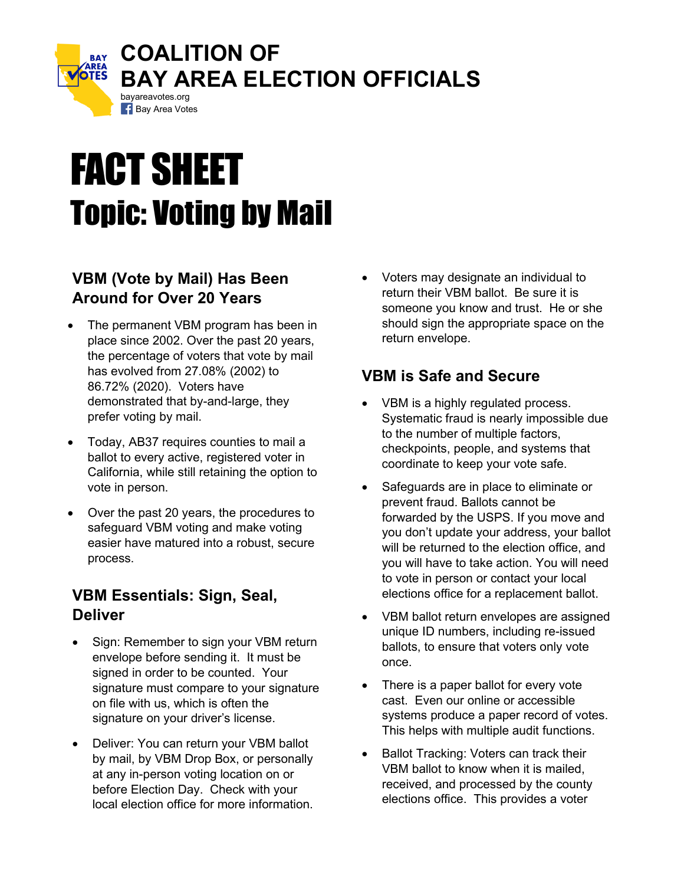# COALITION OF BAY AREA ELECTION OFFICIALS

bayareavotes.org
Bay Area Votes

# FACT SHEET

## Topic: Voting by Mail

### VBM (Vote by Mail) Has Been Around for Over 20 Years

- The permanent VBM program has been in place since 2002. Over the past 20 years, the percentage of voters that vote by mail has evolved from 27.08% (2002) to 86.72% (2020). Voters have demonstrated that by-and-large, they prefer voting by mail.
- Today, AB37 requires counties to mail a ballot to every active, registered voter in California, while still retaining the option to vote in person.
- Over the past 20 years, the procedures to safeguard VBM voting and make voting easier have matured into a robust, secure process.

### VBM Essentials: Sign, Seal, Deliver

- Sign: Remember to sign your VBM return envelope before sending it. It must be signed in order to be counted. Your signature must compare to your signature on file with us, which is often the signature on your driver's license.
- Deliver: You can return your VBM ballot by mail, by VBM Drop Box, or personally at any in-person voting location on or before Election Day. Check with your local election office for more information.
- Voters may designate an individual to return their VBM ballot. Be sure it is someone you know and trust. He or she should sign the appropriate space on the return envelope.

### VBM is Safe and Secure

- VBM is a highly regulated process. Systematic fraud is nearly impossible due to the number of multiple factors, checkpoints, people, and systems that coordinate to keep your vote safe.
- Safeguards are in place to eliminate or prevent fraud. Ballots cannot be forwarded by the USPS. If you move and you don't update your address, your ballot will be returned to the election office, and you will have to take action. You will need to vote in person or contact your local elections office for a replacement ballot.
- VBM ballot return envelopes are assigned unique ID numbers, including re-issued ballots, to ensure that voters only vote once.
- There is a paper ballot for every vote cast. Even our online or accessible systems produce a paper record of votes. This helps with multiple audit functions.
- Ballot Tracking: Voters can track their VBM ballot to know when it is mailed, received, and processed by the county elections office. This provides a voter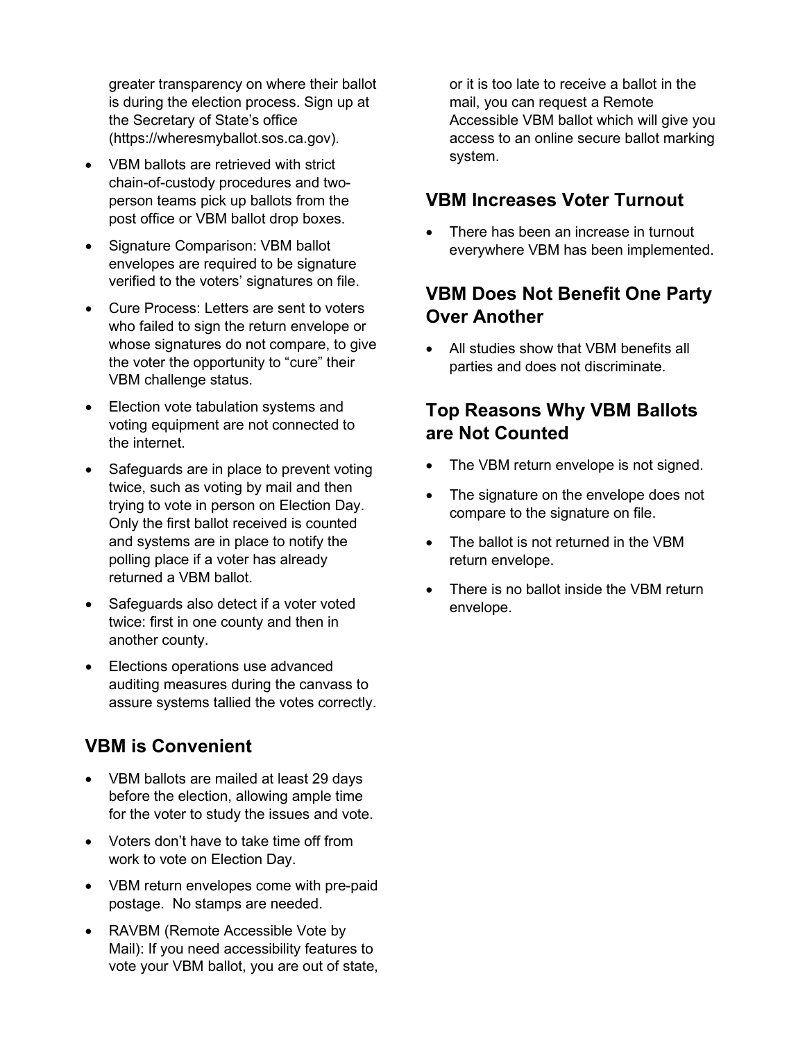greater transparency on where their ballot is during the election process. Sign up at the Secretary of State's office (https://wheresmyballot.sos.ca.gov).

- VBM ballots are retrieved with strict chain-of-custody procedures and two-person teams pick up ballots from the post office or VBM ballot drop boxes.
- Signature Comparison: VBM ballot envelopes are required to be signature verified to the voters' signatures on file.
- Cure Process: Letters are sent to voters who failed to sign the return envelope or whose signatures do not compare, to give the voter the opportunity to "cure" their VBM challenge status.
- Election vote tabulation systems and voting equipment are not connected to the internet.
- Safeguards are in place to prevent voting twice, such as voting by mail and then trying to vote in person on Election Day. Only the first ballot received is counted and systems are in place to notify the polling place if a voter has already returned a VBM ballot.
- Safeguards also detect if a voter voted twice: first in one county and then in another county.
- Elections operations use advanced auditing measures during the canvass to assure systems tallied the votes correctly.

## VBM is Convenient

- VBM ballots are mailed at least 29 days before the election, allowing ample time for the voter to study the issues and vote.
- Voters don't have to take time off from work to vote on Election Day.
- VBM return envelopes come with pre-paid postage. No stamps are needed.
- RAVBM (Remote Accessible Vote by Mail): If you need accessibility features to vote your VBM ballot, you are out of state, or it is too late to receive a ballot in the mail, you can request a Remote Accessible VBM ballot which will give you access to an online secure ballot marking system.

## VBM Increases Voter Turnout

- There has been an increase in turnout everywhere VBM has been implemented.

## VBM Does Not Benefit One Party Over Another

- All studies show that VBM benefits all parties and does not discriminate.

## Top Reasons Why VBM Ballots are Not Counted

- The VBM return envelope is not signed.
- The signature on the envelope does not compare to the signature on file.
- The ballot is not returned in the VBM return envelope.
- There is no ballot inside the VBM return envelope.